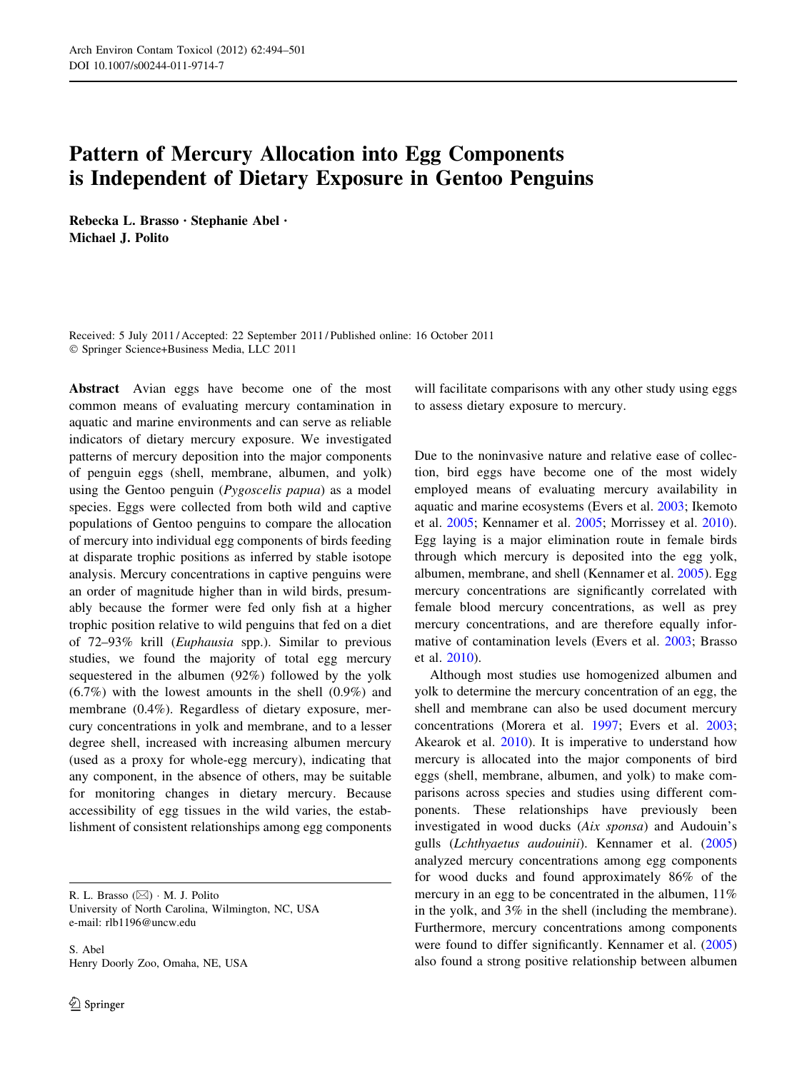# Pattern of Mercury Allocation into Egg Components is Independent of Dietary Exposure in Gentoo Penguins

**Rebecka L. Brasso · Stephanie Abel · Michael J. Polito**

Received: 5 July 2011 / Accepted: 22 September 2011 / Published online: 16 October 2011
© Springer Science+Business Media, LLC 2011

**Abstract** Avian eggs have become one of the most common means of evaluating mercury contamination in aquatic and marine environments and can serve as reliable indicators of dietary mercury exposure. We investigated patterns of mercury deposition into the major components of penguin eggs (shell, membrane, albumen, and yolk) using the Gentoo penguin (*Pygoscelis papua*) as a model species. Eggs were collected from both wild and captive populations of Gentoo penguins to compare the allocation of mercury into individual egg components of birds feeding at disparate trophic positions as inferred by stable isotope analysis. Mercury concentrations in captive penguins were an order of magnitude higher than in wild birds, presumably because the former were fed only fish at a higher trophic position relative to wild penguins that fed on a diet of 72–93% krill (*Euphausia* spp.). Similar to previous studies, we found the majority of total egg mercury sequestered in the albumen (92%) followed by the yolk (6.7%) with the lowest amounts in the shell (0.9%) and membrane (0.4%). Regardless of dietary exposure, mercury concentrations in yolk and membrane, and to a lesser degree shell, increased with increasing albumen mercury (used as a proxy for whole-egg mercury), indicating that any component, in the absence of others, may be suitable for monitoring changes in dietary mercury. Because accessibility of egg tissues in the wild varies, the establishment of consistent relationships among egg components will facilitate comparisons with any other study using eggs to assess dietary exposure to mercury.

R. L. Brasso (✉) · M. J. Polito
University of North Carolina, Wilmington, NC, USA
e-mail: rlb1196@uncw.edu

S. Abel
Henry Doorly Zoo, Omaha, NE, USA

Due to the noninvasive nature and relative ease of collection, bird eggs have become one of the most widely employed means of evaluating mercury availability in aquatic and marine ecosystems (Evers et al. 2003; Ikemoto et al. 2005; Kennamer et al. 2005; Morrissey et al. 2010). Egg laying is a major elimination route in female birds through which mercury is deposited into the egg yolk, albumen, membrane, and shell (Kennamer et al. 2005). Egg mercury concentrations are significantly correlated with female blood mercury concentrations, as well as prey mercury concentrations, and are therefore equally informative of contamination levels (Evers et al. 2003; Brasso et al. 2010).

Although most studies use homogenized albumen and yolk to determine the mercury concentration of an egg, the shell and membrane can also be used document mercury concentrations (Morera et al. 1997; Evers et al. 2003; Akearok et al. 2010). It is imperative to understand how mercury is allocated into the major components of bird eggs (shell, membrane, albumen, and yolk) to make comparisons across species and studies using different components. These relationships have previously been investigated in wood ducks (*Aix sponsa*) and Audouin's gulls (*Lchthyaetus audouinii*). Kennamer et al. (2005) analyzed mercury concentrations among egg components for wood ducks and found approximately 86% of the mercury in an egg to be concentrated in the albumen, 11% in the yolk, and 3% in the shell (including the membrane). Furthermore, mercury concentrations among components were found to differ significantly. Kennamer et al. (2005) also found a strong positive relationship between albumen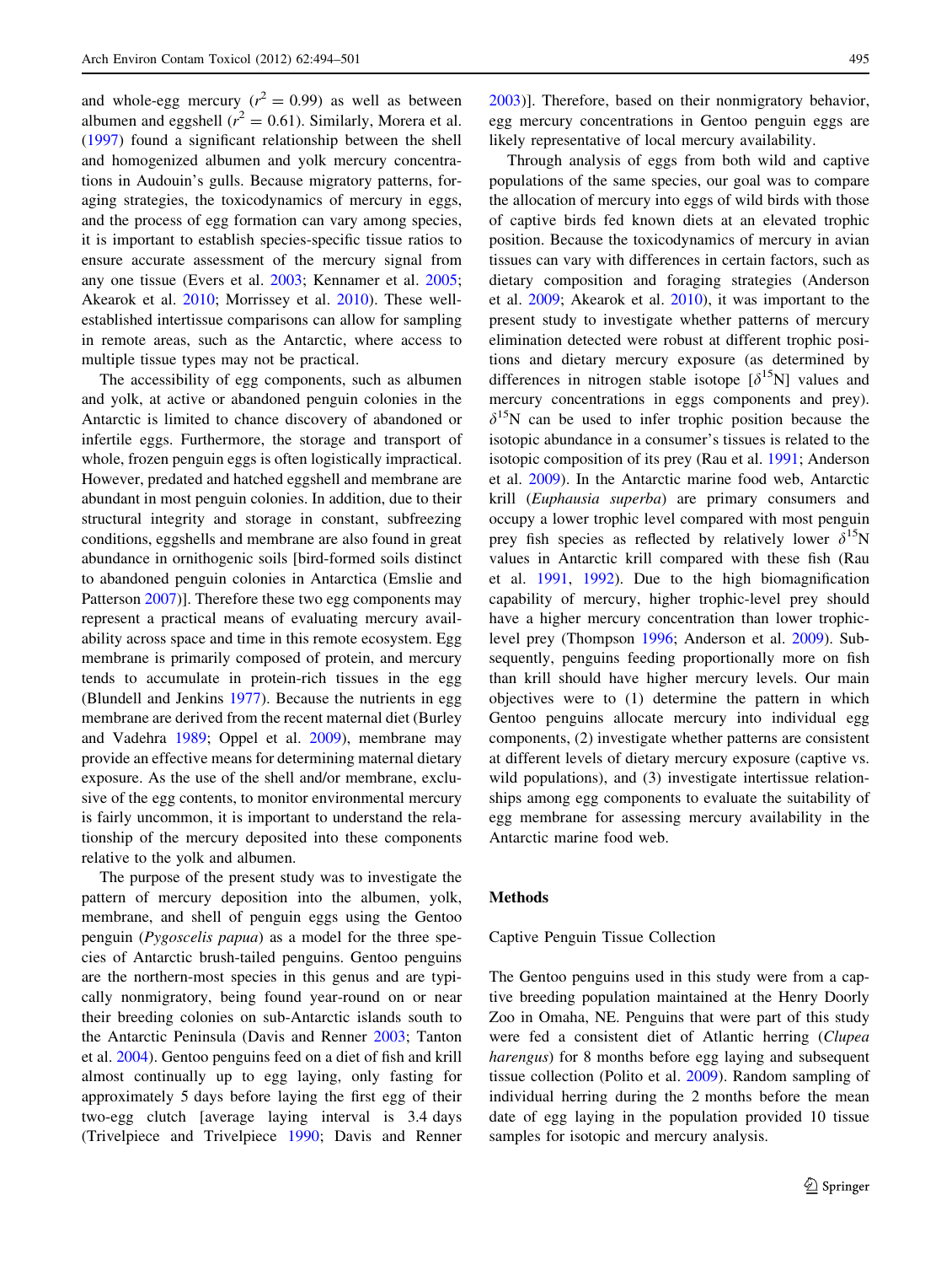and whole-egg mercury ($r^2 = 0.99$) as well as between albumen and eggshell ($r^2 = 0.61$). Similarly, Morera et al. (1997) found a significant relationship between the shell and homogenized albumen and yolk mercury concentrations in Audouin's gulls. Because migratory patterns, foraging strategies, the toxicodynamics of mercury in eggs, and the process of egg formation can vary among species, it is important to establish species-specific tissue ratios to ensure accurate assessment of the mercury signal from any one tissue (Evers et al. 2003; Kennamer et al. 2005; Akearok et al. 2010; Morrissey et al. 2010). These well-established intertissue comparisons can allow for sampling in remote areas, such as the Antarctic, where access to multiple tissue types may not be practical.

The accessibility of egg components, such as albumen and yolk, at active or abandoned penguin colonies in the Antarctic is limited to chance discovery of abandoned or infertile eggs. Furthermore, the storage and transport of whole, frozen penguin eggs is often logistically impractical. However, predated and hatched eggshell and membrane are abundant in most penguin colonies. In addition, due to their structural integrity and storage in constant, subfreezing conditions, eggshells and membrane are also found in great abundance in ornithogenic soils [bird-formed soils distinct to abandoned penguin colonies in Antarctica (Emslie and Patterson 2007)]. Therefore these two egg components may represent a practical means of evaluating mercury availability across space and time in this remote ecosystem. Egg membrane is primarily composed of protein, and mercury tends to accumulate in protein-rich tissues in the egg (Blundell and Jenkins 1977). Because the nutrients in egg membrane are derived from the recent maternal diet (Burley and Vadehra 1989; Oppel et al. 2009), membrane may provide an effective means for determining maternal dietary exposure. As the use of the shell and/or membrane, exclusive of the egg contents, to monitor environmental mercury is fairly uncommon, it is important to understand the relationship of the mercury deposited into these components relative to the yolk and albumen.

The purpose of the present study was to investigate the pattern of mercury deposition into the albumen, yolk, membrane, and shell of penguin eggs using the Gentoo penguin (*Pygoscelis papua*) as a model for the three species of Antarctic brush-tailed penguins. Gentoo penguins are the northern-most species in this genus and are typically nonmigratory, being found year-round on or near their breeding colonies on sub-Antarctic islands south to the Antarctic Peninsula (Davis and Renner 2003; Tanton et al. 2004). Gentoo penguins feed on a diet of fish and krill almost continually up to egg laying, only fasting for approximately 5 days before laying the first egg of their two-egg clutch [average laying interval is 3.4 days (Trivelpiece and Trivelpiece 1990; Davis and Renner 2003)]. Therefore, based on their nonmigratory behavior, egg mercury concentrations in Gentoo penguin eggs are likely representative of local mercury availability.

Through analysis of eggs from both wild and captive populations of the same species, our goal was to compare the allocation of mercury into eggs of wild birds with those of captive birds fed known diets at an elevated trophic position. Because the toxicodynamics of mercury in avian tissues can vary with differences in certain factors, such as dietary composition and foraging strategies (Anderson et al. 2009; Akearok et al. 2010), it was important to the present study to investigate whether patterns of mercury elimination detected were robust at different trophic positions and dietary mercury exposure (as determined by differences in nitrogen stable isotope [$\delta^{15}$N] values and mercury concentrations in eggs components and prey). $\delta^{15}$N can be used to infer trophic position because the isotopic abundance in a consumer's tissues is related to the isotopic composition of its prey (Rau et al. 1991; Anderson et al. 2009). In the Antarctic marine food web, Antarctic krill (*Euphausia superba*) are primary consumers and occupy a lower trophic level compared with most penguin prey fish species as reflected by relatively lower $\delta^{15}$N values in Antarctic krill compared with these fish (Rau et al. 1991, 1992). Due to the high biomagnification capability of mercury, higher trophic-level prey should have a higher mercury concentration than lower trophic-level prey (Thompson 1996; Anderson et al. 2009). Subsequently, penguins feeding proportionally more on fish than krill should have higher mercury levels. Our main objectives were to (1) determine the pattern in which Gentoo penguins allocate mercury into individual egg components, (2) investigate whether patterns are consistent at different levels of dietary mercury exposure (captive vs. wild populations), and (3) investigate intertissue relationships among egg components to evaluate the suitability of egg membrane for assessing mercury availability in the Antarctic marine food web.

## Methods

### Captive Penguin Tissue Collection

The Gentoo penguins used in this study were from a captive breeding population maintained at the Henry Doorly Zoo in Omaha, NE. Penguins that were part of this study were fed a consistent diet of Atlantic herring (*Clupea harengus*) for 8 months before egg laying and subsequent tissue collection (Polito et al. 2009). Random sampling of individual herring during the 2 months before the mean date of egg laying in the population provided 10 tissue samples for isotopic and mercury analysis.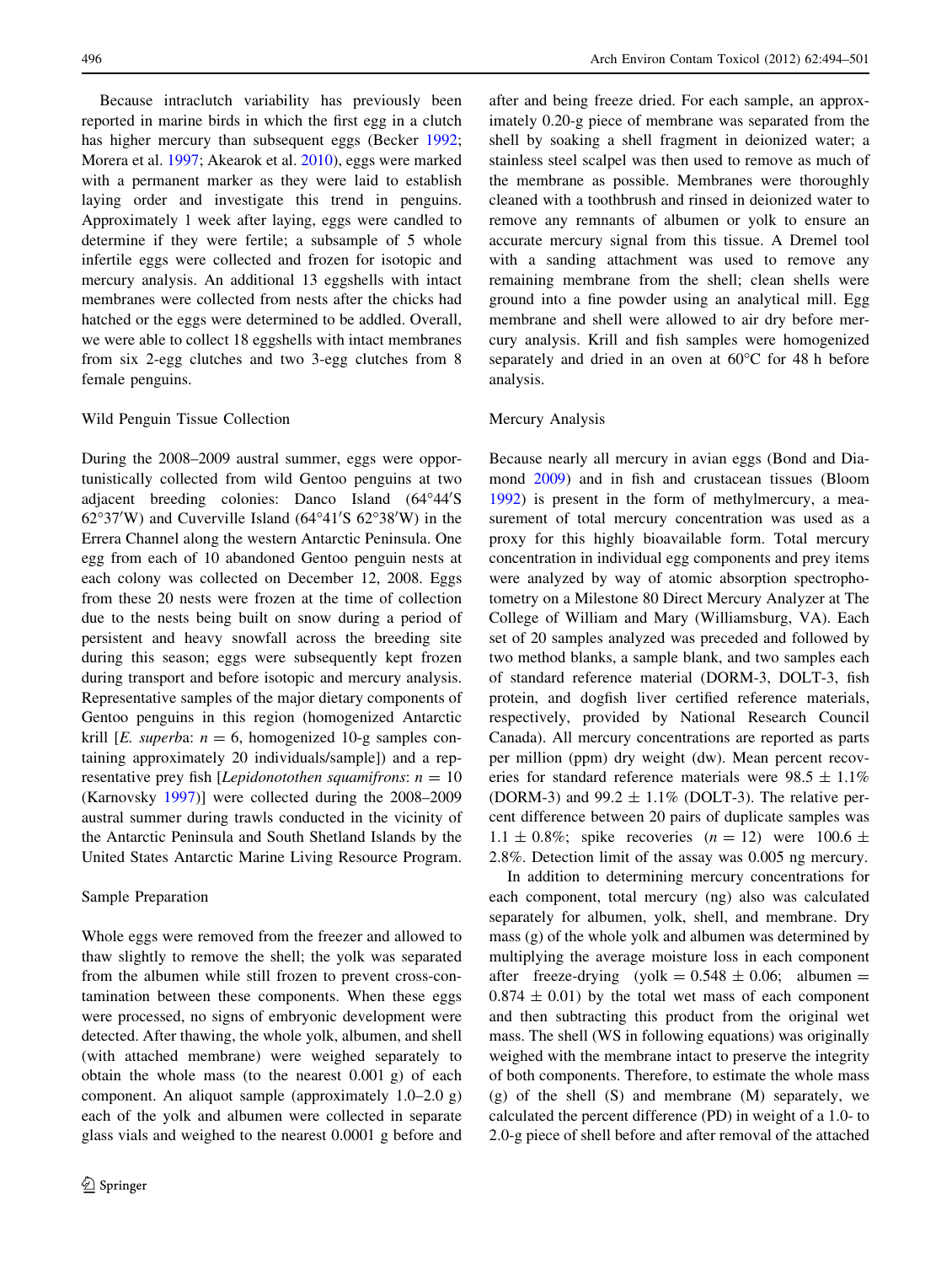Because intraclutch variability has previously been reported in marine birds in which the first egg in a clutch has higher mercury than subsequent eggs (Becker 1992; Morera et al. 1997; Akearok et al. 2010), eggs were marked with a permanent marker as they were laid to establish laying order and investigate this trend in penguins. Approximately 1 week after laying, eggs were candled to determine if they were fertile; a subsample of 5 whole infertile eggs were collected and frozen for isotopic and mercury analysis. An additional 13 eggshells with intact membranes were collected from nests after the chicks had hatched or the eggs were determined to be addled. Overall, we were able to collect 18 eggshells with intact membranes from six 2-egg clutches and two 3-egg clutches from 8 female penguins.

### Wild Penguin Tissue Collection

During the 2008–2009 austral summer, eggs were opportunistically collected from wild Gentoo penguins at two adjacent breeding colonies: Danco Island (64°44′S 62°37′W) and Cuverville Island (64°41′S 62°38′W) in the Errera Channel along the western Antarctic Peninsula. One egg from each of 10 abandoned Gentoo penguin nests at each colony was collected on December 12, 2008. Eggs from these 20 nests were frozen at the time of collection due to the nests being built on snow during a period of persistent and heavy snowfall across the breeding site during this season; eggs were subsequently kept frozen during transport and before isotopic and mercury analysis. Representative samples of the major dietary components of Gentoo penguins in this region (homogenized Antarctic krill [*E. superba*: $n = 6$, homogenized 10-g samples containing approximately 20 individuals/sample]) and a representative prey fish [*Lepidonotothen squamifrons*: $n = 10$ (Karnovsky 1997)] were collected during the 2008–2009 austral summer during trawls conducted in the vicinity of the Antarctic Peninsula and South Shetland Islands by the United States Antarctic Marine Living Resource Program.

### Sample Preparation

Whole eggs were removed from the freezer and allowed to thaw slightly to remove the shell; the yolk was separated from the albumen while still frozen to prevent cross-contamination between these components. When these eggs were processed, no signs of embryonic development were detected. After thawing, the whole yolk, albumen, and shell (with attached membrane) were weighed separately to obtain the whole mass (to the nearest 0.001 g) of each component. An aliquot sample (approximately 1.0–2.0 g) each of the yolk and albumen were collected in separate glass vials and weighed to the nearest 0.0001 g before and after and being freeze dried. For each sample, an approximately 0.20-g piece of membrane was separated from the shell by soaking a shell fragment in deionized water; a stainless steel scalpel was then used to remove as much of the membrane as possible. Membranes were thoroughly cleaned with a toothbrush and rinsed in deionized water to remove any remnants of albumen or yolk to ensure an accurate mercury signal from this tissue. A Dremel tool with a sanding attachment was used to remove any remaining membrane from the shell; clean shells were ground into a fine powder using an analytical mill. Egg membrane and shell were allowed to air dry before mercury analysis. Krill and fish samples were homogenized separately and dried in an oven at 60°C for 48 h before analysis.

### Mercury Analysis

Because nearly all mercury in avian eggs (Bond and Diamond 2009) and in fish and crustacean tissues (Bloom 1992) is present in the form of methylmercury, a measurement of total mercury concentration was used as a proxy for this highly bioavailable form. Total mercury concentration in individual egg components and prey items were analyzed by way of atomic absorption spectrophotometry on a Milestone 80 Direct Mercury Analyzer at The College of William and Mary (Williamsburg, VA). Each set of 20 samples analyzed was preceded and followed by two method blanks, a sample blank, and two samples each of standard reference material (DORM-3, DOLT-3, fish protein, and dogfish liver certified reference materials, respectively, provided by National Research Council Canada). All mercury concentrations are reported as parts per million (ppm) dry weight (dw). Mean percent recoveries for standard reference materials were $98.5 \pm 1.1\%$ (DORM-3) and $99.2 \pm 1.1\%$ (DOLT-3). The relative percent difference between 20 pairs of duplicate samples was $1.1 \pm 0.8\%$; spike recoveries ($n = 12$) were $100.6 \pm 2.8\%$. Detection limit of the assay was 0.005 ng mercury.

In addition to determining mercury concentrations for each component, total mercury (ng) also was calculated separately for albumen, yolk, shell, and membrane. Dry mass (g) of the whole yolk and albumen was determined by multiplying the average moisture loss in each component after freeze-drying (yolk = $0.548 \pm 0.06$; albumen = $0.874 \pm 0.01$) by the total wet mass of each component and then subtracting this product from the original wet mass. The shell (WS in following equations) was originally weighed with the membrane intact to preserve the integrity of both components. Therefore, to estimate the whole mass (g) of the shell (S) and membrane (M) separately, we calculated the percent difference (PD) in weight of a 1.0- to 2.0-g piece of shell before and after removal of the attached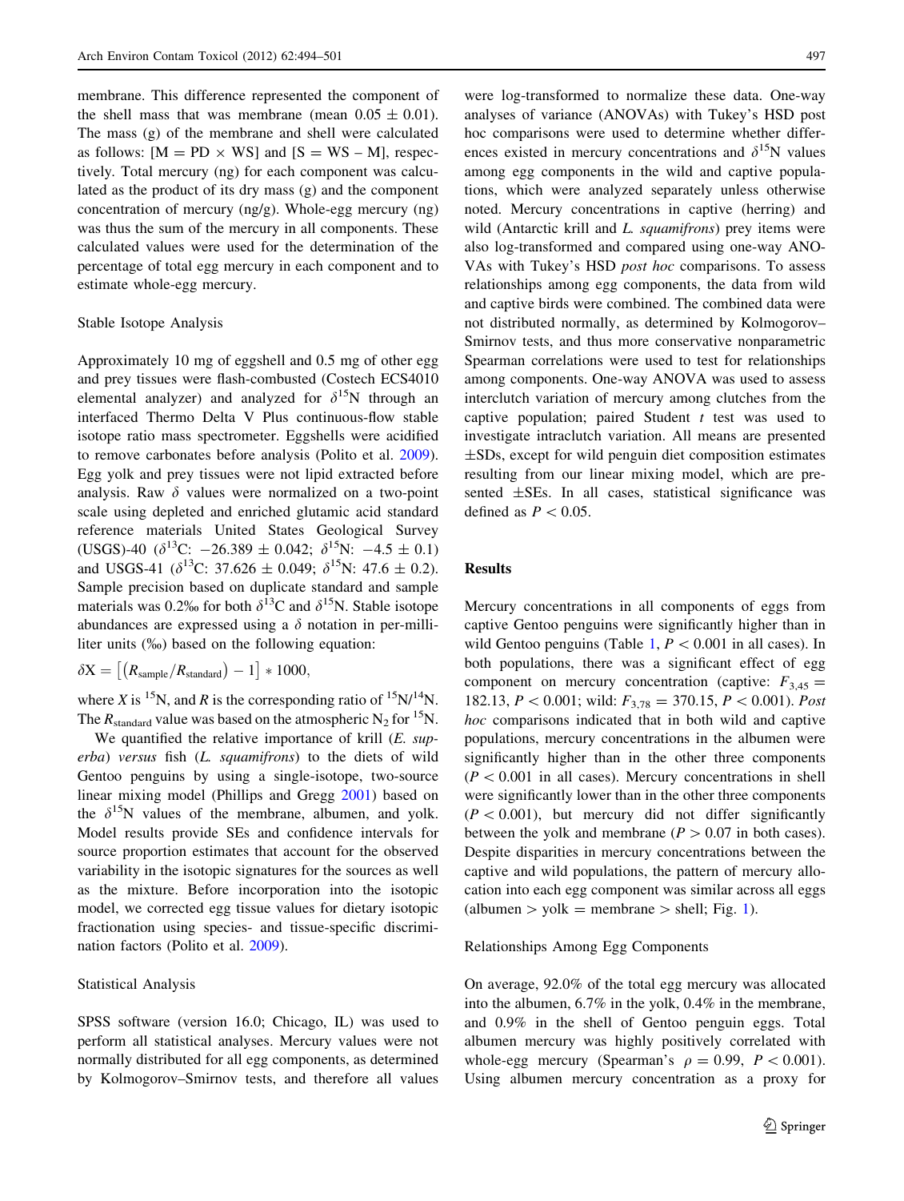membrane. This difference represented the component of the shell mass that was membrane (mean $0.05 \pm 0.01$). The mass (g) of the membrane and shell were calculated as follows: [$M = PD \times WS$] and [$S = WS - M$], respectively. Total mercury (ng) for each component was calculated as the product of its dry mass (g) and the component concentration of mercury (ng/g). Whole-egg mercury (ng) was thus the sum of the mercury in all components. These calculated values were used for the determination of the percentage of total egg mercury in each component and to estimate whole-egg mercury.

### Stable Isotope Analysis

Approximately 10 mg of eggshell and 0.5 mg of other egg and prey tissues were flash-combusted (Costech ECS4010 elemental analyzer) and analyzed for $\delta^{15}N$ through an interfaced Thermo Delta V Plus continuous-flow stable isotope ratio mass spectrometer. Eggshells were acidified to remove carbonates before analysis (Polito et al. 2009). Egg yolk and prey tissues were not lipid extracted before analysis. Raw $\delta$ values were normalized on a two-point scale using depleted and enriched glutamic acid standard reference materials United States Geological Survey (USGS)-40 ($\delta^{13}C$: $-26.389 \pm 0.042$; $\delta^{15}N$: $-4.5 \pm 0.1$) and USGS-41 ($\delta^{13}C$: $37.626 \pm 0.049$; $\delta^{15}N$: $47.6 \pm 0.2$). Sample precision based on duplicate standard and sample materials was 0.2‰ for both $\delta^{13}C$ and $\delta^{15}N$. Stable isotope abundances are expressed using a $\delta$ notation in per-milliliter units (‰) based on the following equation:

$$\delta X = \left[\left(R_{\text{sample}}/R_{\text{standard}}\right) - 1\right] * 1000,$$

where $X$ is $^{15}N$, and $R$ is the corresponding ratio of $^{15}N/^{14}N$. The $R_{\text{standard}}$ value was based on the atmospheric $N_2$ for $^{15}N$.

We quantified the relative importance of krill (*E. superba*) *versus* fish (*L. squamifrons*) to the diets of wild Gentoo penguins by using a single-isotope, two-source linear mixing model (Phillips and Gregg 2001) based on the $\delta^{15}N$ values of the membrane, albumen, and yolk. Model results provide SEs and confidence intervals for source proportion estimates that account for the observed variability in the isotopic signatures for the sources as well as the mixture. Before incorporation into the isotopic model, we corrected egg tissue values for dietary isotopic fractionation using species- and tissue-specific discrimination factors (Polito et al. 2009).

### Statistical Analysis

SPSS software (version 16.0; Chicago, IL) was used to perform all statistical analyses. Mercury values were not normally distributed for all egg components, as determined by Kolmogorov–Smirnov tests, and therefore all values were log-transformed to normalize these data. One-way analyses of variance (ANOVAs) with Tukey's HSD post hoc comparisons were used to determine whether differences existed in mercury concentrations and $\delta^{15}N$ values among egg components in the wild and captive populations, which were analyzed separately unless otherwise noted. Mercury concentrations in captive (herring) and wild (Antarctic krill and *L. squamifrons*) prey items were also log-transformed and compared using one-way ANOVAs with Tukey's HSD *post hoc* comparisons. To assess relationships among egg components, the data from wild and captive birds were combined. The combined data were not distributed normally, as determined by Kolmogorov–Smirnov tests, and thus more conservative nonparametric Spearman correlations were used to test for relationships among components. One-way ANOVA was used to assess interclutch variation of mercury among clutches from the captive population; paired Student $t$ test was used to investigate intraclutch variation. All means are presented ±SDs, except for wild penguin diet composition estimates resulting from our linear mixing model, which are presented ±SEs. In all cases, statistical significance was defined as $P < 0.05$.

## Results

Mercury concentrations in all components of eggs from captive Gentoo penguins were significantly higher than in wild Gentoo penguins (Table 1, $P < 0.001$ in all cases). In both populations, there was a significant effect of egg component on mercury concentration (captive: $F_{3,45} = 182.13$, $P < 0.001$; wild: $F_{3,78} = 370.15$, $P < 0.001$). *Post hoc* comparisons indicated that in both wild and captive populations, mercury concentrations in the albumen were significantly higher than in the other three components ($P < 0.001$ in all cases). Mercury concentrations in shell were significantly lower than in the other three components ($P < 0.001$), but mercury did not differ significantly between the yolk and membrane ($P > 0.07$ in both cases). Despite disparities in mercury concentrations between the captive and wild populations, the pattern of mercury allocation into each egg component was similar across all eggs (albumen > yolk = membrane > shell; Fig. 1).

### Relationships Among Egg Components

On average, 92.0% of the total egg mercury was allocated into the albumen, 6.7% in the yolk, 0.4% in the membrane, and 0.9% in the shell of Gentoo penguin eggs. Total albumen mercury was highly positively correlated with whole-egg mercury (Spearman's $\rho = 0.99$, $P < 0.001$). Using albumen mercury concentration as a proxy for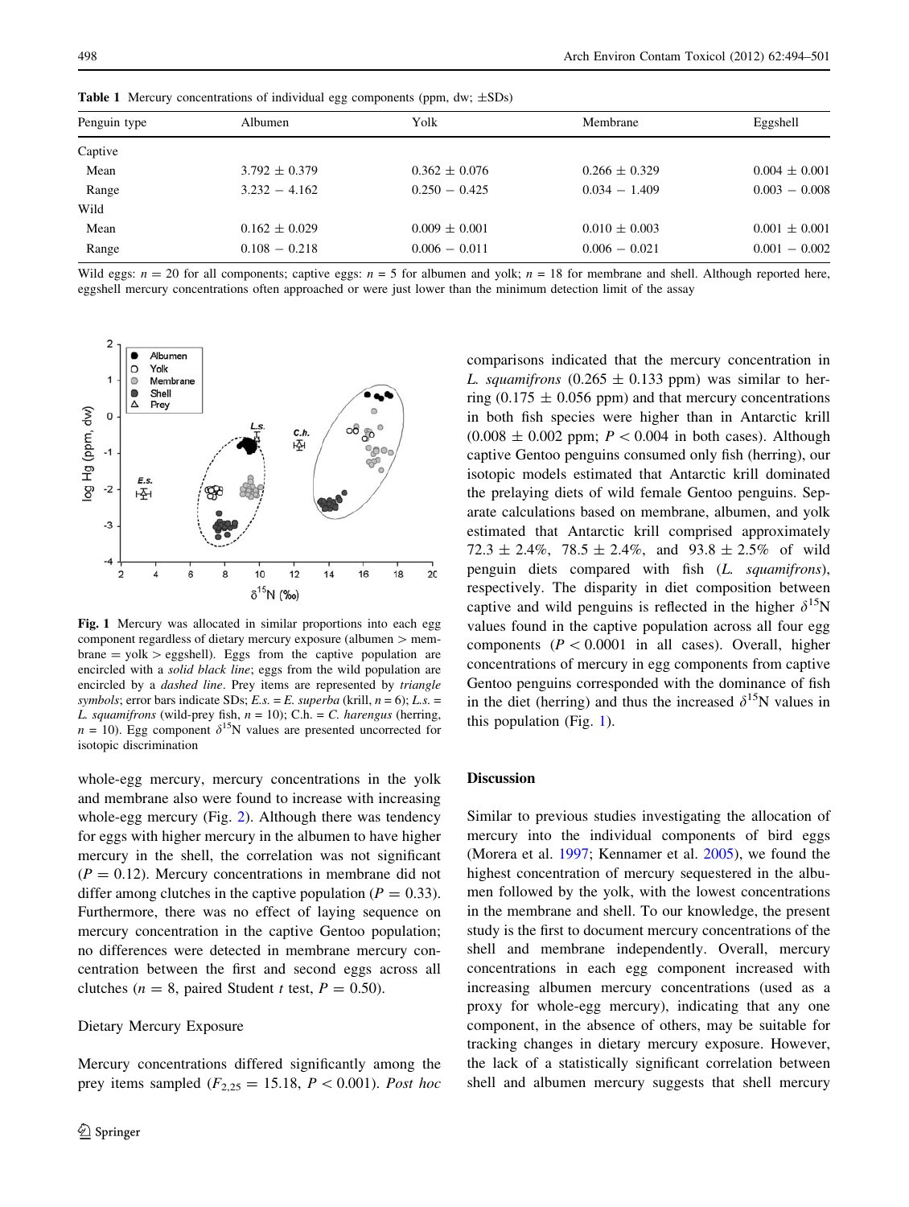**Table 1** Mercury concentrations of individual egg components (ppm, dw; ±SDs)

| Penguin type | Albumen | Yolk | Membrane | Eggshell |
|---|---|---|---|---|
| Captive | | | | |
| Mean | 3.792 ± 0.379 | 0.362 ± 0.076 | 0.266 ± 0.329 | 0.004 ± 0.001 |
| Range | 3.232 − 4.162 | 0.250 − 0.425 | 0.034 − 1.409 | 0.003 − 0.008 |
| Wild | | | | |
| Mean | 0.162 ± 0.029 | 0.009 ± 0.001 | 0.010 ± 0.003 | 0.001 ± 0.001 |
| Range | 0.108 − 0.218 | 0.006 − 0.011 | 0.006 − 0.021 | 0.001 − 0.002 |

Wild eggs: $n = 20$ for all components; captive eggs: $n = 5$ for albumen and yolk; $n = 18$ for membrane and shell. Although reported here, eggshell mercury concentrations often approached or were just lower than the minimum detection limit of the assay

**Fig. 1** Mercury was allocated in similar proportions into each egg component regardless of dietary mercury exposure (albumen > membrane = yolk > eggshell). Eggs from the captive population are encircled with a *solid black line*; eggs from the wild population are encircled by a *dashed line*. Prey items are represented by *triangle symbols*; error bars indicate SDs; *E.s.* = *E. superba* (krill, $n = 6$); *L.s.* = *L. squamifrons* (wild-prey fish, $n = 10$); C.h. = *C. harengus* (herring, $n = 10$). Egg component $\delta^{15}N$ values are presented uncorrected for isotopic discrimination

whole-egg mercury, mercury concentrations in the yolk and membrane also were found to increase with increasing whole-egg mercury (Fig. 2). Although there was tendency for eggs with higher mercury in the albumen to have higher mercury in the shell, the correlation was not significant ($P = 0.12$). Mercury concentrations in membrane did not differ among clutches in the captive population ($P = 0.33$). Furthermore, there was no effect of laying sequence on mercury concentration in the captive Gentoo population; no differences were detected in membrane mercury concentration between the first and second eggs across all clutches ($n = 8$, paired Student *t* test, $P = 0.50$).

### Dietary Mercury Exposure

Mercury concentrations differed significantly among the prey items sampled ($F_{2,25} = 15.18$, $P < 0.001$). *Post hoc* comparisons indicated that the mercury concentration in *L. squamifrons* (0.265 ± 0.133 ppm) was similar to herring (0.175 ± 0.056 ppm) and that mercury concentrations in both fish species were higher than in Antarctic krill (0.008 ± 0.002 ppm; $P < 0.004$ in both cases). Although captive Gentoo penguins consumed only fish (herring), our isotopic models estimated that Antarctic krill dominated the prelaying diets of wild female Gentoo penguins. Separate calculations based on membrane, albumen, and yolk estimated that Antarctic krill comprised approximately 72.3 ± 2.4%, 78.5 ± 2.4%, and 93.8 ± 2.5% of wild penguin diets compared with fish (*L. squamifrons*), respectively. The disparity in diet composition between captive and wild penguins is reflected in the higher $\delta^{15}N$ values found in the captive population across all four egg components ($P < 0.0001$ in all cases). Overall, higher concentrations of mercury in egg components from captive Gentoo penguins corresponded with the dominance of fish in the diet (herring) and thus the increased $\delta^{15}N$ values in this population (Fig. 1).

## Discussion

Similar to previous studies investigating the allocation of mercury into the individual components of bird eggs (Morera et al. 1997; Kennamer et al. 2005), we found the highest concentration of mercury sequestered in the albumen followed by the yolk, with the lowest concentrations in the membrane and shell. To our knowledge, the present study is the first to document mercury concentrations of the shell and membrane independently. Overall, mercury concentrations in each egg component increased with increasing albumen mercury concentrations (used as a proxy for whole-egg mercury), indicating that any one component, in the absence of others, may be suitable for tracking changes in dietary mercury exposure. However, the lack of a statistically significant correlation between shell and albumen mercury suggests that shell mercury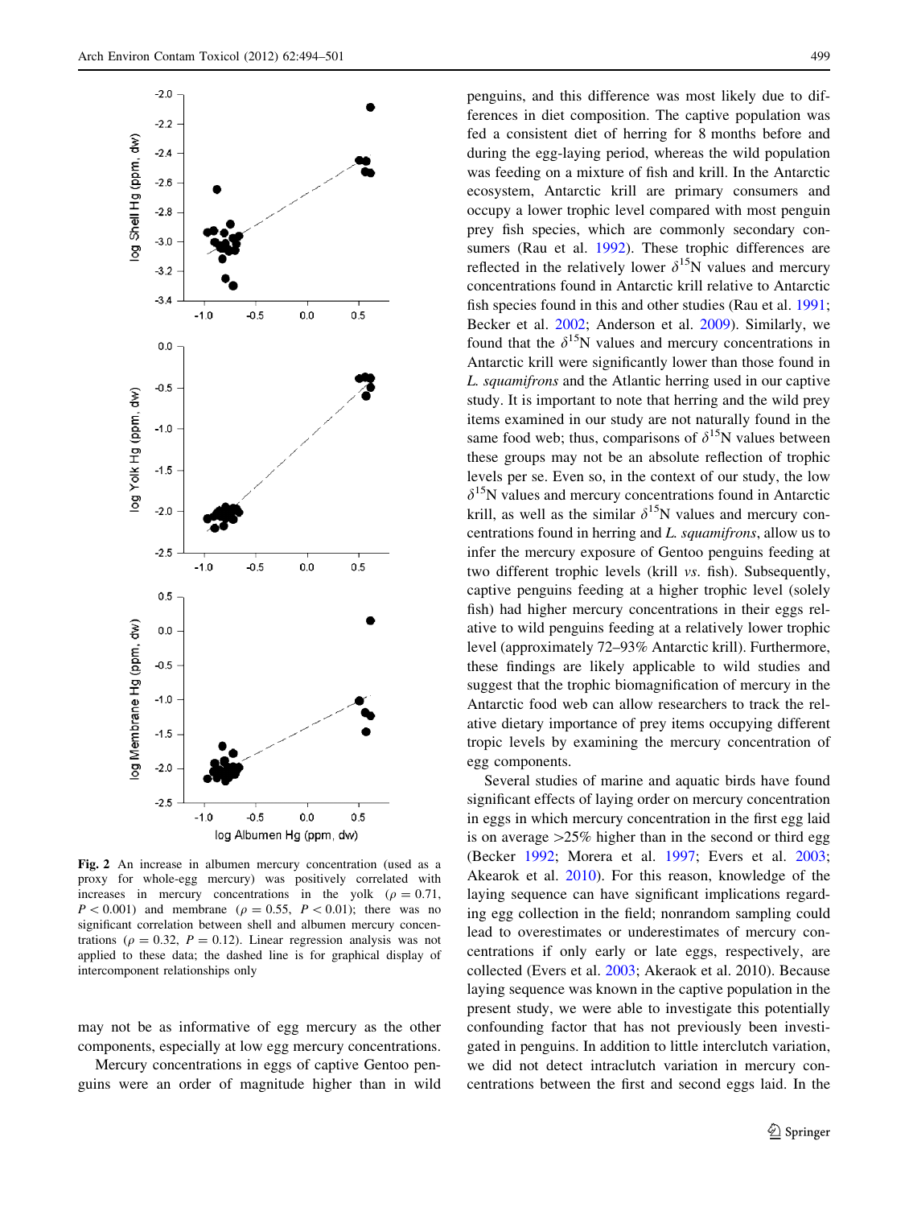Fig. 2 An increase in albumen mercury concentration (used as a proxy for whole-egg mercury) was positively correlated with increases in mercury concentrations in the yolk ($\rho = 0.71$, $P < 0.001$) and membrane ($\rho = 0.55$, $P < 0.01$); there was no significant correlation between shell and albumen mercury concentrations ($\rho = 0.32$, $P = 0.12$). Linear regression analysis was not applied to these data; the dashed line is for graphical display of intercomponent relationships only

may not be as informative of egg mercury as the other components, especially at low egg mercury concentrations.

Mercury concentrations in eggs of captive Gentoo penguins were an order of magnitude higher than in wild penguins, and this difference was most likely due to differences in diet composition. The captive population was fed a consistent diet of herring for 8 months before and during the egg-laying period, whereas the wild population was feeding on a mixture of fish and krill. In the Antarctic ecosystem, Antarctic krill are primary consumers and occupy a lower trophic level compared with most penguin prey fish species, which are commonly secondary consumers (Rau et al. 1992). These trophic differences are reflected in the relatively lower $\delta^{15}$N values and mercury concentrations found in Antarctic krill relative to Antarctic fish species found in this and other studies (Rau et al. 1991; Becker et al. 2002; Anderson et al. 2009). Similarly, we found that the $\delta^{15}$N values and mercury concentrations in Antarctic krill were significantly lower than those found in *L. squamifrons* and the Atlantic herring used in our captive study. It is important to note that herring and the wild prey items examined in our study are not naturally found in the same food web; thus, comparisons of $\delta^{15}$N values between these groups may not be an absolute reflection of trophic levels per se. Even so, in the context of our study, the low $\delta^{15}$N values and mercury concentrations found in Antarctic krill, as well as the similar $\delta^{15}$N values and mercury concentrations found in herring and *L. squamifrons*, allow us to infer the mercury exposure of Gentoo penguins feeding at two different trophic levels (krill *vs.* fish). Subsequently, captive penguins feeding at a higher trophic level (solely fish) had higher mercury concentrations in their eggs relative to wild penguins feeding at a relatively lower trophic level (approximately 72–93% Antarctic krill). Furthermore, these findings are likely applicable to wild studies and suggest that the trophic biomagnification of mercury in the Antarctic food web can allow researchers to track the relative dietary importance of prey items occupying different tropic levels by examining the mercury concentration of egg components.

Several studies of marine and aquatic birds have found significant effects of laying order on mercury concentration in eggs in which mercury concentration in the first egg laid is on average >25% higher than in the second or third egg (Becker 1992; Morera et al. 1997; Evers et al. 2003; Akearok et al. 2010). For this reason, knowledge of the laying sequence can have significant implications regarding egg collection in the field; nonrandom sampling could lead to overestimates or underestimates of mercury concentrations if only early or late eggs, respectively, are collected (Evers et al. 2003; Akeraok et al. 2010). Because laying sequence was known in the captive population in the present study, we were able to investigate this potentially confounding factor that has not previously been investigated in penguins. In addition to little interclutch variation, we did not detect intraclutch variation in mercury concentrations between the first and second eggs laid. In the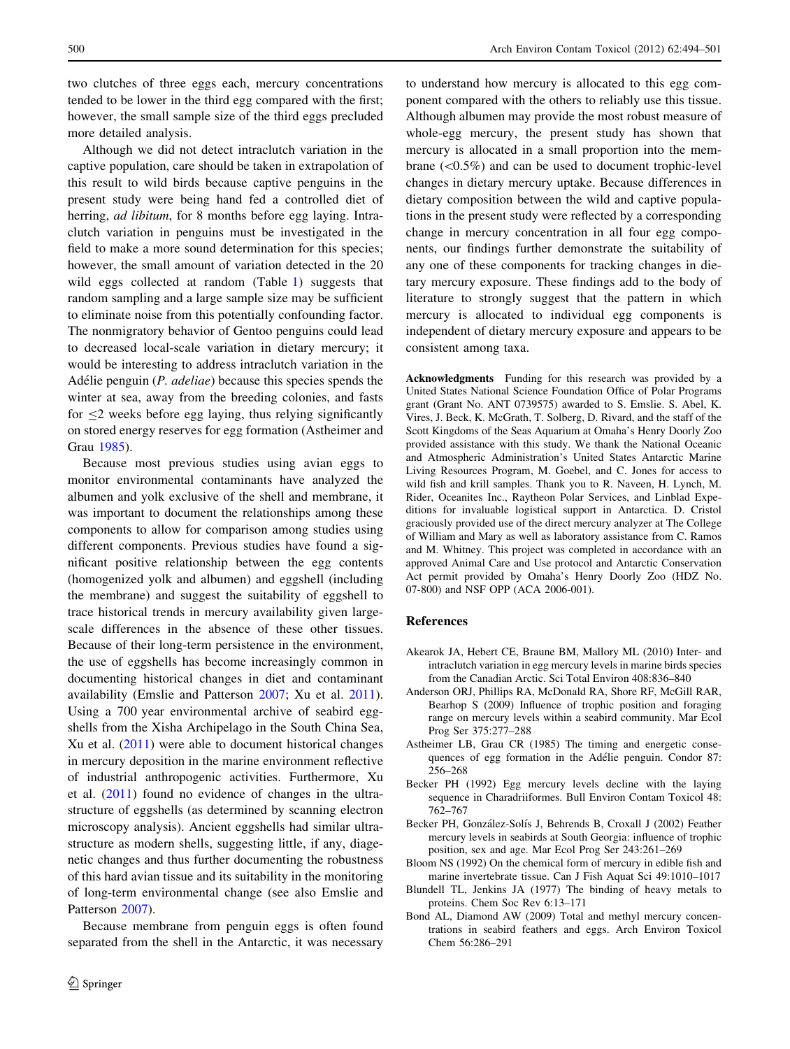two clutches of three eggs each, mercury concentrations tended to be lower in the third egg compared with the first; however, the small sample size of the third eggs precluded more detailed analysis.

Although we did not detect intraclutch variation in the captive population, care should be taken in extrapolation of this result to wild birds because captive penguins in the present study were being hand fed a controlled diet of herring, *ad libitum*, for 8 months before egg laying. Intraclutch variation in penguins must be investigated in the field to make a more sound determination for this species; however, the small amount of variation detected in the 20 wild eggs collected at random (Table 1) suggests that random sampling and a large sample size may be sufficient to eliminate noise from this potentially confounding factor. The nonmigratory behavior of Gentoo penguins could lead to decreased local-scale variation in dietary mercury; it would be interesting to address intraclutch variation in the Adélie penguin (*P. adeliae*) because this species spends the winter at sea, away from the breeding colonies, and fasts for $\leq 2$ weeks before egg laying, thus relying significantly on stored energy reserves for egg formation (Astheimer and Grau 1985).

Because most previous studies using avian eggs to monitor environmental contaminants have analyzed the albumen and yolk exclusive of the shell and membrane, it was important to document the relationships among these components to allow for comparison among studies using different components. Previous studies have found a significant positive relationship between the egg contents (homogenized yolk and albumen) and eggshell (including the membrane) and suggest the suitability of eggshell to trace historical trends in mercury availability given large-scale differences in the absence of these other tissues. Because of their long-term persistence in the environment, the use of eggshells has become increasingly common in documenting historical changes in diet and contaminant availability (Emslie and Patterson 2007; Xu et al. 2011). Using a 700 year environmental archive of seabird eggshells from the Xisha Archipelago in the South China Sea, Xu et al. (2011) were able to document historical changes in mercury deposition in the marine environment reflective of industrial anthropogenic activities. Furthermore, Xu et al. (2011) found no evidence of changes in the ultrastructure of eggshells (as determined by scanning electron microscopy analysis). Ancient eggshells had similar ultrastructure as modern shells, suggesting little, if any, diagenetic changes and thus further documenting the robustness of this hard avian tissue and its suitability in the monitoring of long-term environmental change (see also Emslie and Patterson 2007).

Because membrane from penguin eggs is often found separated from the shell in the Antarctic, it was necessary to understand how mercury is allocated to this egg component compared with the others to reliably use this tissue. Although albumen may provide the most robust measure of whole-egg mercury, the present study has shown that mercury is allocated in a small proportion into the membrane (<0.5%) and can be used to document trophic-level changes in dietary mercury uptake. Because differences in dietary composition between the wild and captive populations in the present study were reflected by a corresponding change in mercury concentration in all four egg components, our findings further demonstrate the suitability of any one of these components for tracking changes in dietary mercury exposure. These findings add to the body of literature to strongly suggest that the pattern in which mercury is allocated to individual egg components is independent of dietary mercury exposure and appears to be consistent among taxa.

**Acknowledgments** Funding for this research was provided by a United States National Science Foundation Office of Polar Programs grant (Grant No. ANT 0739575) awarded to S. Emslie. S. Abel, K. Vires, J. Beck, K. McGrath, T. Solberg, D. Rivard, and the staff of the Scott Kingdoms of the Seas Aquarium at Omaha's Henry Doorly Zoo provided assistance with this study. We thank the National Oceanic and Atmospheric Administration's United States Antarctic Marine Living Resources Program, M. Goebel, and C. Jones for access to wild fish and krill samples. Thank you to R. Naveen, H. Lynch, M. Rider, Oceanites Inc., Raytheon Polar Services, and Linblad Expeditions for invaluable logistical support in Antarctica. D. Cristol graciously provided use of the direct mercury analyzer at The College of William and Mary as well as laboratory assistance from C. Ramos and M. Whitney. This project was completed in accordance with an approved Animal Care and Use protocol and Antarctic Conservation Act permit provided by Omaha's Henry Doorly Zoo (HDZ No. 07-800) and NSF OPP (ACA 2006-001).

## References

Akearok JA, Hebert CE, Braune BM, Mallory ML (2010) Inter- and intraclutch variation in egg mercury levels in marine birds species from the Canadian Arctic. Sci Total Environ 408:836–840

Anderson ORJ, Phillips RA, McDonald RA, Shore RF, McGill RAR, Bearhop S (2009) Influence of trophic position and foraging range on mercury levels within a seabird community. Mar Ecol Prog Ser 375:277–288

Astheimer LB, Grau CR (1985) The timing and energetic consequences of egg formation in the Adélie penguin. Condor 87: 256–268

Becker PH (1992) Egg mercury levels decline with the laying sequence in Charadriiformes. Bull Environ Contam Toxicol 48: 762–767

Becker PH, González-Solís J, Behrends B, Croxall J (2002) Feather mercury levels in seabirds at South Georgia: influence of trophic position, sex and age. Mar Ecol Prog Ser 243:261–269

Bloom NS (1992) On the chemical form of mercury in edible fish and marine invertebrate tissue. Can J Fish Aquat Sci 49:1010–1017

Blundell TL, Jenkins JA (1977) The binding of heavy metals to proteins. Chem Soc Rev 6:13–171

Bond AL, Diamond AW (2009) Total and methyl mercury concentrations in seabird feathers and eggs. Arch Environ Toxicol Chem 56:286–291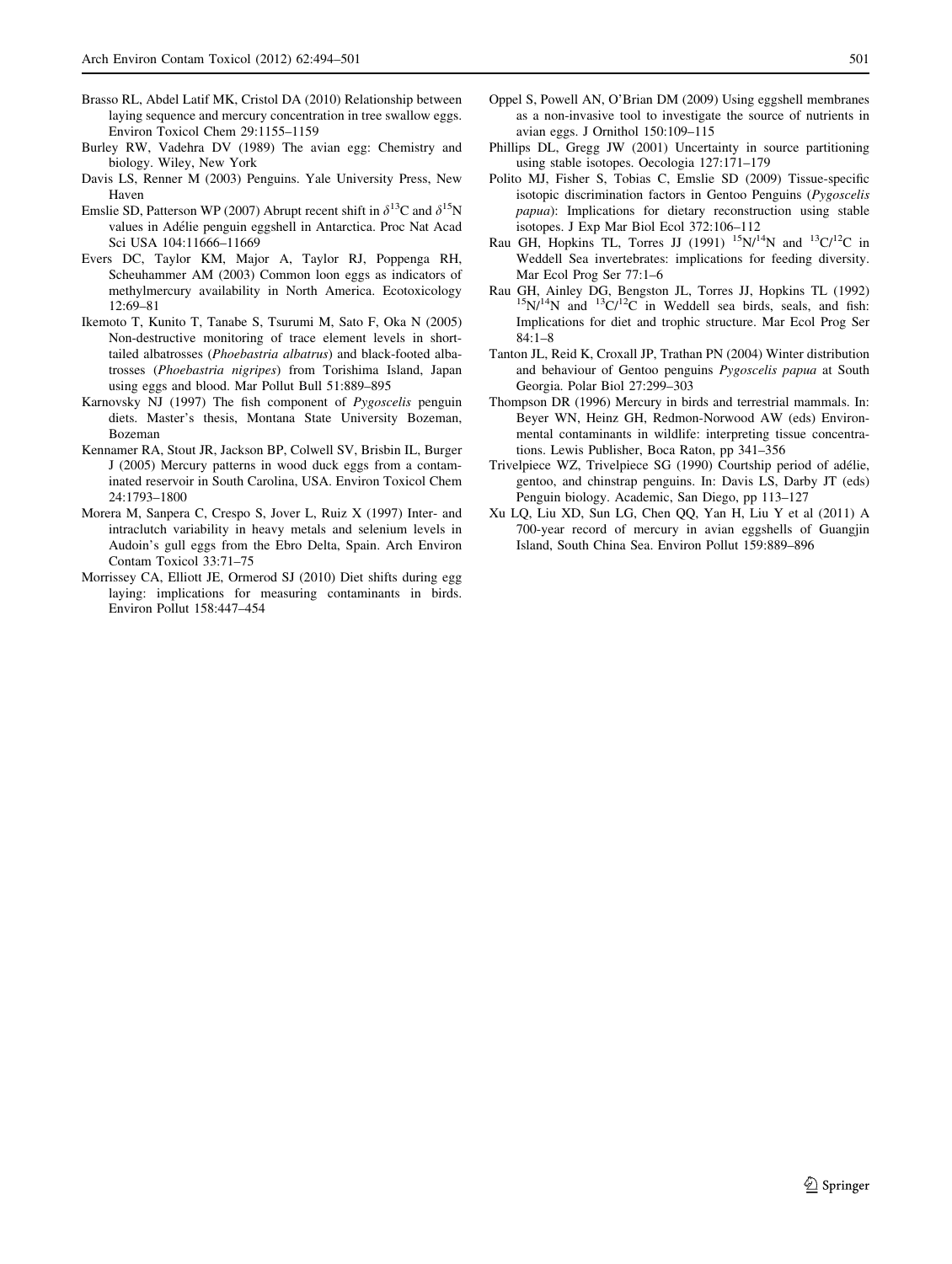Brasso RL, Abdel Latif MK, Cristol DA (2010) Relationship between laying sequence and mercury concentration in tree swallow eggs. Environ Toxicol Chem 29:1155–1159

Burley RW, Vadehra DV (1989) The avian egg: Chemistry and biology. Wiley, New York

Davis LS, Renner M (2003) Penguins. Yale University Press, New Haven

Emslie SD, Patterson WP (2007) Abrupt recent shift in $\delta^{13}C$ and $\delta^{15}N$ values in Adélie penguin eggshell in Antarctica. Proc Nat Acad Sci USA 104:11666–11669

Evers DC, Taylor KM, Major A, Taylor RJ, Poppenga RH, Scheuhammer AM (2003) Common loon eggs as indicators of methylmercury availability in North America. Ecotoxicology 12:69–81

Ikemoto T, Kunito T, Tanabe S, Tsurumi M, Sato F, Oka N (2005) Non-destructive monitoring of trace element levels in short-tailed albatrosses (*Phoebastria albatrus*) and black-footed albatrosses (*Phoebastria nigripes*) from Torishima Island, Japan using eggs and blood. Mar Pollut Bull 51:889–895

Karnovsky NJ (1997) The fish component of *Pygoscelis* penguin diets. Master's thesis, Montana State University Bozeman, Bozeman

Kennamer RA, Stout JR, Jackson BP, Colwell SV, Brisbin IL, Burger J (2005) Mercury patterns in wood duck eggs from a contaminated reservoir in South Carolina, USA. Environ Toxicol Chem 24:1793–1800

Morera M, Sanpera C, Crespo S, Jover L, Ruiz X (1997) Inter- and intraclutch variability in heavy metals and selenium levels in Audoin's gull eggs from the Ebro Delta, Spain. Arch Environ Contam Toxicol 33:71–75

Morrissey CA, Elliott JE, Ormerod SJ (2010) Diet shifts during egg laying: implications for measuring contaminants in birds. Environ Pollut 158:447–454

Oppel S, Powell AN, O'Brian DM (2009) Using eggshell membranes as a non-invasive tool to investigate the source of nutrients in avian eggs. J Ornithol 150:109–115

Phillips DL, Gregg JW (2001) Uncertainty in source partitioning using stable isotopes. Oecologia 127:171–179

Polito MJ, Fisher S, Tobias C, Emslie SD (2009) Tissue-specific isotopic discrimination factors in Gentoo Penguins (*Pygoscelis papua*): Implications for dietary reconstruction using stable isotopes. J Exp Mar Biol Ecol 372:106–112

Rau GH, Hopkins TL, Torres JJ (1991) $^{15}N/^{14}N$ and $^{13}C/^{12}C$ in Weddell Sea invertebrates: implications for feeding diversity. Mar Ecol Prog Ser 77:1–6

Rau GH, Ainley DG, Bengston JL, Torres JJ, Hopkins TL (1992) $^{15}N/^{14}N$ and $^{13}C/^{12}C$ in Weddell sea birds, seals, and fish: Implications for diet and trophic structure. Mar Ecol Prog Ser 84:1–8

Tanton JL, Reid K, Croxall JP, Trathan PN (2004) Winter distribution and behaviour of Gentoo penguins *Pygoscelis papua* at South Georgia. Polar Biol 27:299–303

Thompson DR (1996) Mercury in birds and terrestrial mammals. In: Beyer WN, Heinz GH, Redmon-Norwood AW (eds) Environmental contaminants in wildlife: interpreting tissue concentrations. Lewis Publisher, Boca Raton, pp 341–356

Trivelpiece WZ, Trivelpiece SG (1990) Courtship period of adélie, gentoo, and chinstrap penguins. In: Davis LS, Darby JT (eds) Penguin biology. Academic, San Diego, pp 113–127

Xu LQ, Liu XD, Sun LG, Chen QQ, Yan H, Liu Y et al (2011) A 700-year record of mercury in avian eggshells of Guangjin Island, South China Sea. Environ Pollut 159:889–896